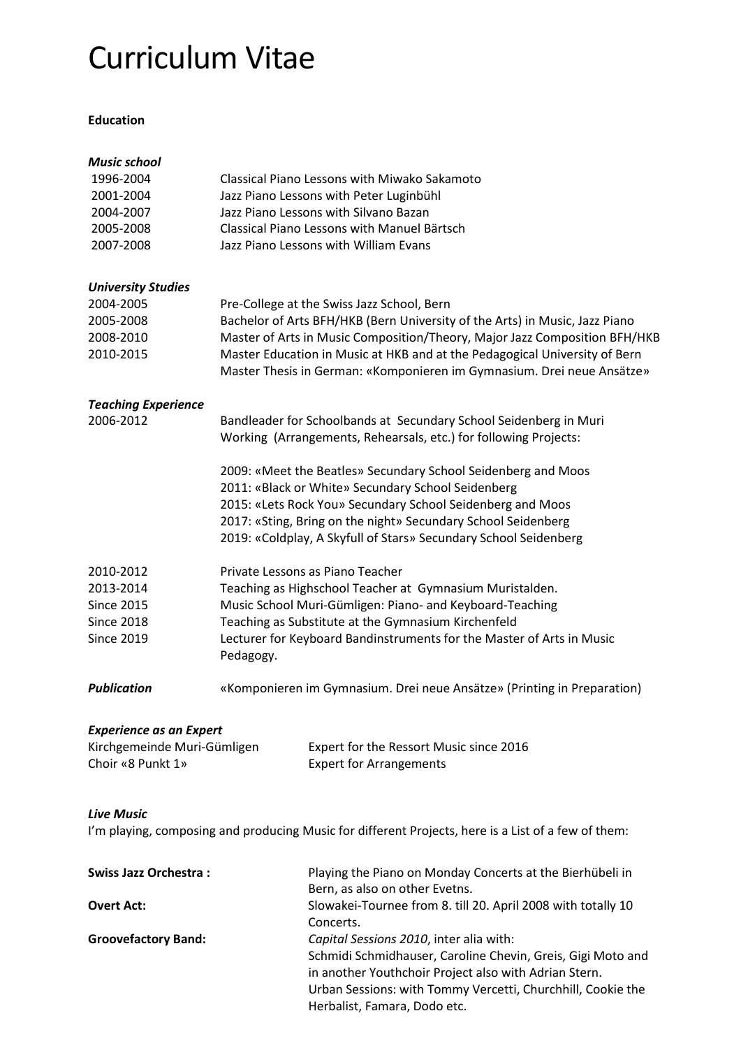# Curriculum Vitae

**Education**

***Music school***

| | |
|---|---|
| 1996-2004 | Classical Piano Lessons with Miwako Sakamoto |
| 2001-2004 | Jazz Piano Lessons with Peter Luginbühl |
| 2004-2007 | Jazz Piano Lessons with Silvano Bazan |
| 2005-2008 | Classical Piano Lessons with Manuel Bärtsch |
| 2007-2008 | Jazz Piano Lessons with William Evans |

***University Studies***

| | |
|---|---|
| 2004-2005 | Pre-College at the Swiss Jazz School, Bern |
| 2005-2008 | Bachelor of Arts BFH/HKB (Bern University of the Arts) in Music, Jazz Piano |
| 2008-2010 | Master of Arts in Music Composition/Theory, Major Jazz Composition BFH/HKB |
| 2010-2015 | Master Education in Music at HKB and at the Pedagogical University of Bern<br>Master Thesis in German: «Komponieren im Gymnasium. Drei neue Ansätze» |

***Teaching Experience***

| | |
|---|---|
| 2006-2012 | Bandleader for Schoolbands at Secundary School Seidenberg in Muri<br>Working (Arrangements, Rehearsals, etc.) for following Projects:<br><br>2009: «Meet the Beatles» Secundary School Seidenberg and Moos<br>2011: «Black or White» Secundary School Seidenberg<br>2015: «Lets Rock You» Secundary School Seidenberg and Moos<br>2017: «Sting, Bring on the night» Secundary School Seidenberg<br>2019: «Coldplay, A Skyfull of Stars» Secundary School Seidenberg |
| 2010-2012 | Private Lessons as Piano Teacher |
| 2013-2014 | Teaching as Highschool Teacher at Gymnasium Muristalden. |
| Since 2015 | Music School Muri-Gümligen: Piano- and Keyboard-Teaching |
| Since 2018 | Teaching as Substitute at the Gymnasium Kirchenfeld |
| Since 2019 | Lecturer for Keyboard Bandinstruments for the Master of Arts in Music Pedagogy. |

***Publication*** «Komponieren im Gymnasium. Drei neue Ansätze» (Printing in Preparation)

***Experience as an Expert***

| | |
|---|---|
| Kirchgemeinde Muri-Gümligen | Expert for the Ressort Music since 2016 |
| Choir «8 Punkt 1» | Expert for Arrangements |

***Live Music***

I'm playing, composing and producing Music for different Projects, here is a List of a few of them:

| | |
|---|---|
| **Swiss Jazz Orchestra :** | Playing the Piano on Monday Concerts at the Bierhübeli in Bern, as also on other Evetns. |
| **Overt Act:** | Slowakei-Tournee from 8. till 20. April 2008 with totally 10 Concerts. |
| **Groovefactory Band:** | *Capital Sessions 2010*, inter alia with:<br>Schmidi Schmidhauser, Caroline Chevin, Greis, Gigi Moto and in another Youthchoir Project also with Adrian Stern.<br>Urban Sessions: with Tommy Vercetti, Churchhill, Cookie the Herbalist, Famara, Dodo etc. |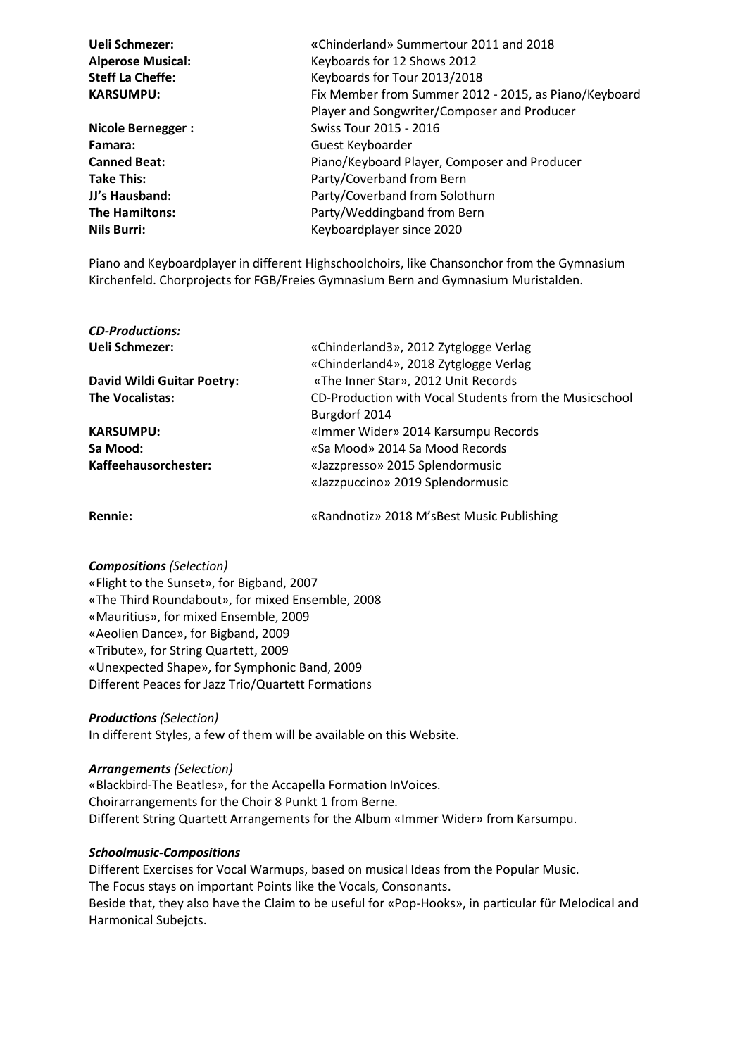| | |
|---|---|
| **Ueli Schmezer:** | **«**Chinderland» Summertour 2011 and 2018 |
| **Alperose Musical:** | Keyboards for 12 Shows 2012 |
| **Steff La Cheffe:** | Keyboards for Tour 2013/2018 |
| **KARSUMPU:** | Fix Member from Summer 2012 - 2015, as Piano/Keyboard Player and Songwriter/Composer and Producer |
| **Nicole Bernegger :** | Swiss Tour 2015 - 2016 |
| **Famara:** | Guest Keyboarder |
| **Canned Beat:** | Piano/Keyboard Player, Composer and Producer |
| **Take This:** | Party/Coverband from Bern |
| **JJ's Hausband:** | Party/Coverband from Solothurn |
| **The Hamiltons:** | Party/Weddingband from Bern |
| **Nils Burri:** | Keyboardplayer since 2020 |

Piano and Keyboardplayer in different Highschoolchoirs, like Chansonchor from the Gymnasium Kirchenfeld. Chorprojects for FGB/Freies Gymnasium Bern and Gymnasium Muristalden.

***CD-Productions:***

| | |
|---|---|
| **Ueli Schmezer:** | «Chinderland3», 2012 Zytglogge Verlag<br>«Chinderland4», 2018 Zytglogge Verlag |
| **David Wildi Guitar Poetry:** | «The Inner Star», 2012 Unit Records |
| **The Vocalistas:** | CD-Production with Vocal Students from the Musicschool Burgdorf 2014 |
| **KARSUMPU:** | «Immer Wider» 2014 Karsumpu Records |
| **Sa Mood:** | «Sa Mood» 2014 Sa Mood Records |
| **Kaffeehausorchester:** | «Jazzpresso» 2015 Splendormusic<br>«Jazzpuccino» 2019 Splendormusic |
| **Rennie:** | «Randnotiz» 2018 M'sBest Music Publishing |

***Compositions** (Selection)*

«Flight to the Sunset», for Bigband, 2007
«The Third Roundabout», for mixed Ensemble, 2008
«Mauritius», for mixed Ensemble, 2009
«Aeolien Dance», for Bigband, 2009
«Tribute», for String Quartett, 2009
«Unexpected Shape», for Symphonic Band, 2009
Different Peaces for Jazz Trio/Quartett Formations

***Productions** (Selection)*

In different Styles, a few of them will be available on this Website.

***Arrangements** (Selection)*

«Blackbird-The Beatles», for the Accapella Formation InVoices.
Choirarrangements for the Choir 8 Punkt 1 from Berne.
Different String Quartett Arrangements for the Album «Immer Wider» from Karsumpu.

***Schoolmusic-Compositions***

Different Exercises for Vocal Warmups, based on musical Ideas from the Popular Music.
The Focus stays on important Points like the Vocals, Consonants.
Beside that, they also have the Claim to be useful for «Pop-Hooks», in particular für Melodical and Harmonical Subejcts.